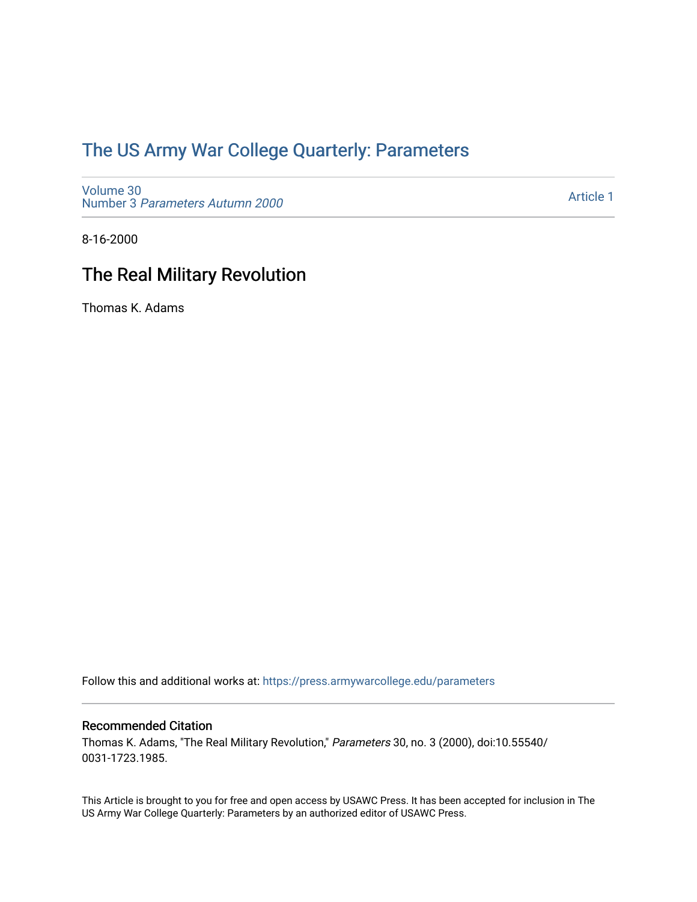# The US Army War College Quarterly: Parameters

Volume 30
Number 3 *Parameters Autumn 2000*

Article 1

8-16-2000

## The Real Military Revolution

Thomas K. Adams

Follow this and additional works at: https://press.armywarcollege.edu/parameters

### Recommended Citation

Thomas K. Adams, "The Real Military Revolution," *Parameters* 30, no. 3 (2000), doi:10.55540/0031-1723.1985.

This Article is brought to you for free and open access by USAWC Press. It has been accepted for inclusion in The US Army War College Quarterly: Parameters by an authorized editor of USAWC Press.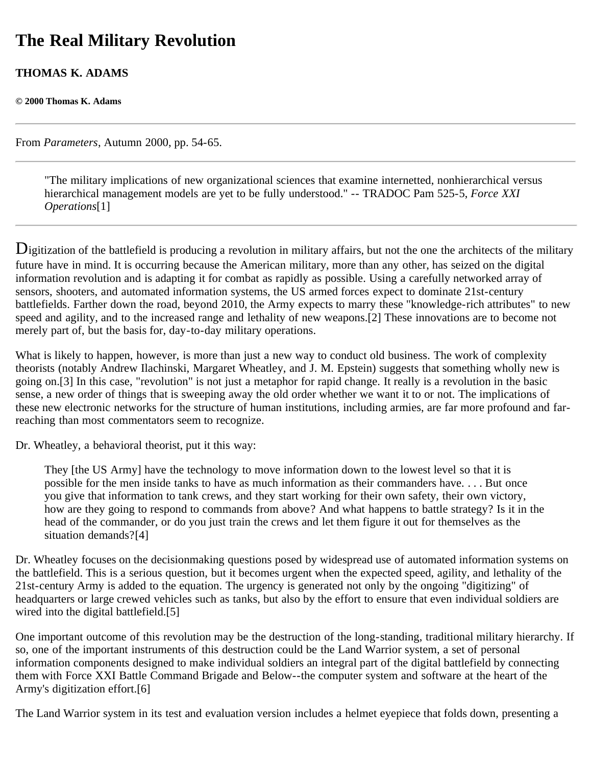# The Real Military Revolution

**THOMAS K. ADAMS**

**© 2000 Thomas K. Adams**

---

From *Parameters*, Autumn 2000, pp. 54-65.

---

> "The military implications of new organizational sciences that examine internetted, nonhierarchical versus hierarchical management models are yet to be fully understood." -- TRADOC Pam 525-5, *Force XXI Operations*[1]

---

Digitization of the battlefield is producing a revolution in military affairs, but not the one the architects of the military future have in mind. It is occurring because the American military, more than any other, has seized on the digital information revolution and is adapting it for combat as rapidly as possible. Using a carefully networked array of sensors, shooters, and automated information systems, the US armed forces expect to dominate 21st-century battlefields. Farther down the road, beyond 2010, the Army expects to marry these "knowledge-rich attributes" to new speed and agility, and to the increased range and lethality of new weapons.[2] These innovations are to become not merely part of, but the basis for, day-to-day military operations.

What is likely to happen, however, is more than just a new way to conduct old business. The work of complexity theorists (notably Andrew Ilachinski, Margaret Wheatley, and J. M. Epstein) suggests that something wholly new is going on.[3] In this case, "revolution" is not just a metaphor for rapid change. It really is a revolution in the basic sense, a new order of things that is sweeping away the old order whether we want it to or not. The implications of these new electronic networks for the structure of human institutions, including armies, are far more profound and far-reaching than most commentators seem to recognize.

Dr. Wheatley, a behavioral theorist, put it this way:

> They [the US Army] have the technology to move information down to the lowest level so that it is possible for the men inside tanks to have as much information as their commanders have. . . . But once you give that information to tank crews, and they start working for their own safety, their own victory, how are they going to respond to commands from above? And what happens to battle strategy? Is it in the head of the commander, or do you just train the crews and let them figure it out for themselves as the situation demands?[4]

Dr. Wheatley focuses on the decisionmaking questions posed by widespread use of automated information systems on the battlefield. This is a serious question, but it becomes urgent when the expected speed, agility, and lethality of the 21st-century Army is added to the equation. The urgency is generated not only by the ongoing "digitizing" of headquarters or large crewed vehicles such as tanks, but also by the effort to ensure that even individual soldiers are wired into the digital battlefield.[5]

One important outcome of this revolution may be the destruction of the long-standing, traditional military hierarchy. If so, one of the important instruments of this destruction could be the Land Warrior system, a set of personal information components designed to make individual soldiers an integral part of the digital battlefield by connecting them with Force XXI Battle Command Brigade and Below--the computer system and software at the heart of the Army's digitization effort.[6]

The Land Warrior system in its test and evaluation version includes a helmet eyepiece that folds down, presenting a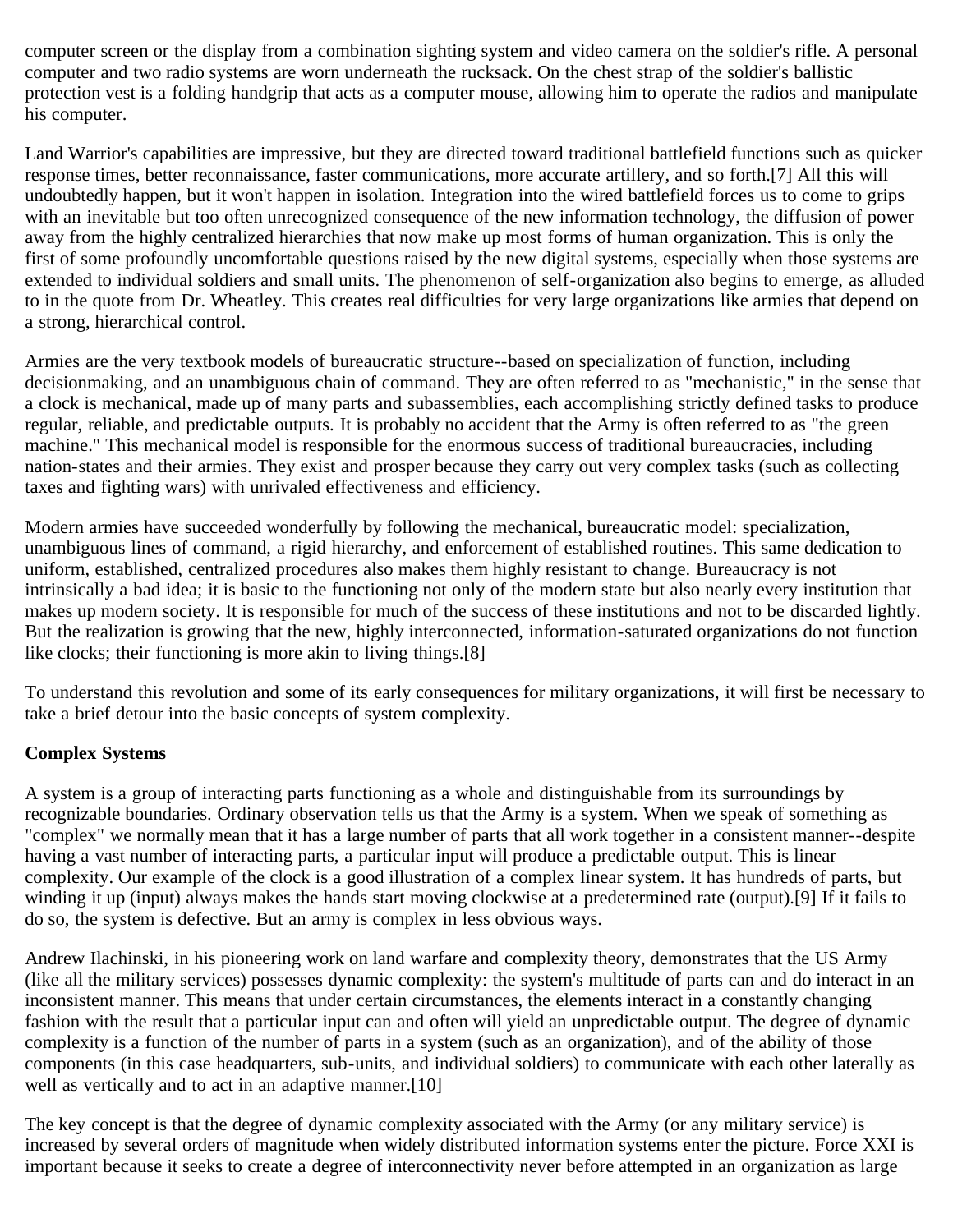computer screen or the display from a combination sighting system and video camera on the soldier's rifle. A personal computer and two radio systems are worn underneath the rucksack. On the chest strap of the soldier's ballistic protection vest is a folding handgrip that acts as a computer mouse, allowing him to operate the radios and manipulate his computer.

Land Warrior's capabilities are impressive, but they are directed toward traditional battlefield functions such as quicker response times, better reconnaissance, faster communications, more accurate artillery, and so forth.[7] All this will undoubtedly happen, but it won't happen in isolation. Integration into the wired battlefield forces us to come to grips with an inevitable but too often unrecognized consequence of the new information technology, the diffusion of power away from the highly centralized hierarchies that now make up most forms of human organization. This is only the first of some profoundly uncomfortable questions raised by the new digital systems, especially when those systems are extended to individual soldiers and small units. The phenomenon of self-organization also begins to emerge, as alluded to in the quote from Dr. Wheatley. This creates real difficulties for very large organizations like armies that depend on a strong, hierarchical control.

Armies are the very textbook models of bureaucratic structure--based on specialization of function, including decisionmaking, and an unambiguous chain of command. They are often referred to as "mechanistic," in the sense that a clock is mechanical, made up of many parts and subassemblies, each accomplishing strictly defined tasks to produce regular, reliable, and predictable outputs. It is probably no accident that the Army is often referred to as "the green machine." This mechanical model is responsible for the enormous success of traditional bureaucracies, including nation-states and their armies. They exist and prosper because they carry out very complex tasks (such as collecting taxes and fighting wars) with unrivaled effectiveness and efficiency.

Modern armies have succeeded wonderfully by following the mechanical, bureaucratic model: specialization, unambiguous lines of command, a rigid hierarchy, and enforcement of established routines. This same dedication to uniform, established, centralized procedures also makes them highly resistant to change. Bureaucracy is not intrinsically a bad idea; it is basic to the functioning not only of the modern state but also nearly every institution that makes up modern society. It is responsible for much of the success of these institutions and not to be discarded lightly. But the realization is growing that the new, highly interconnected, information-saturated organizations do not function like clocks; their functioning is more akin to living things.[8]

To understand this revolution and some of its early consequences for military organizations, it will first be necessary to take a brief detour into the basic concepts of system complexity.

## Complex Systems

A system is a group of interacting parts functioning as a whole and distinguishable from its surroundings by recognizable boundaries. Ordinary observation tells us that the Army is a system. When we speak of something as "complex" we normally mean that it has a large number of parts that all work together in a consistent manner--despite having a vast number of interacting parts, a particular input will produce a predictable output. This is linear complexity. Our example of the clock is a good illustration of a complex linear system. It has hundreds of parts, but winding it up (input) always makes the hands start moving clockwise at a predetermined rate (output).[9] If it fails to do so, the system is defective. But an army is complex in less obvious ways.

Andrew Ilachinski, in his pioneering work on land warfare and complexity theory, demonstrates that the US Army (like all the military services) possesses dynamic complexity: the system's multitude of parts can and do interact in an inconsistent manner. This means that under certain circumstances, the elements interact in a constantly changing fashion with the result that a particular input can and often will yield an unpredictable output. The degree of dynamic complexity is a function of the number of parts in a system (such as an organization), and of the ability of those components (in this case headquarters, sub-units, and individual soldiers) to communicate with each other laterally as well as vertically and to act in an adaptive manner.[10]

The key concept is that the degree of dynamic complexity associated with the Army (or any military service) is increased by several orders of magnitude when widely distributed information systems enter the picture. Force XXI is important because it seeks to create a degree of interconnectivity never before attempted in an organization as large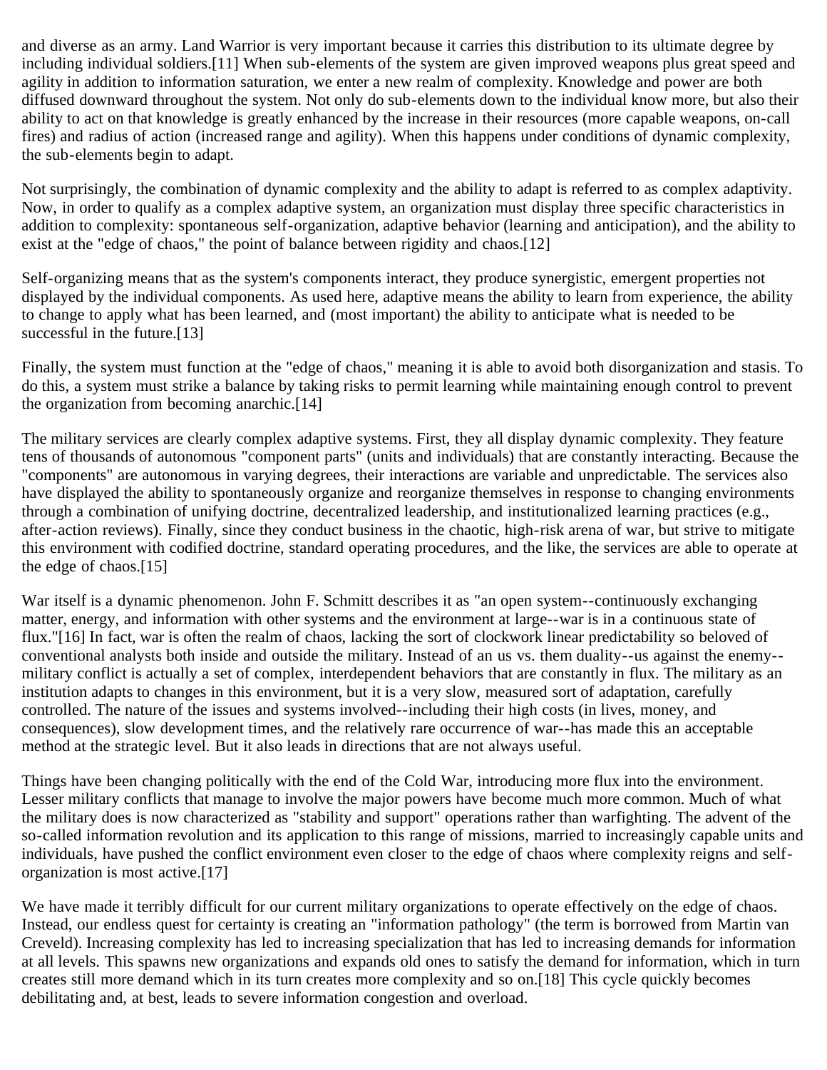and diverse as an army. Land Warrior is very important because it carries this distribution to its ultimate degree by including individual soldiers.[11] When sub-elements of the system are given improved weapons plus great speed and agility in addition to information saturation, we enter a new realm of complexity. Knowledge and power are both diffused downward throughout the system. Not only do sub-elements down to the individual know more, but also their ability to act on that knowledge is greatly enhanced by the increase in their resources (more capable weapons, on-call fires) and radius of action (increased range and agility). When this happens under conditions of dynamic complexity, the sub-elements begin to adapt.

Not surprisingly, the combination of dynamic complexity and the ability to adapt is referred to as complex adaptivity. Now, in order to qualify as a complex adaptive system, an organization must display three specific characteristics in addition to complexity: spontaneous self-organization, adaptive behavior (learning and anticipation), and the ability to exist at the "edge of chaos," the point of balance between rigidity and chaos.[12]

Self-organizing means that as the system's components interact, they produce synergistic, emergent properties not displayed by the individual components. As used here, adaptive means the ability to learn from experience, the ability to change to apply what has been learned, and (most important) the ability to anticipate what is needed to be successful in the future.[13]

Finally, the system must function at the "edge of chaos," meaning it is able to avoid both disorganization and stasis. To do this, a system must strike a balance by taking risks to permit learning while maintaining enough control to prevent the organization from becoming anarchic.[14]

The military services are clearly complex adaptive systems. First, they all display dynamic complexity. They feature tens of thousands of autonomous "component parts" (units and individuals) that are constantly interacting. Because the "components" are autonomous in varying degrees, their interactions are variable and unpredictable. The services also have displayed the ability to spontaneously organize and reorganize themselves in response to changing environments through a combination of unifying doctrine, decentralized leadership, and institutionalized learning practices (e.g., after-action reviews). Finally, since they conduct business in the chaotic, high-risk arena of war, but strive to mitigate this environment with codified doctrine, standard operating procedures, and the like, the services are able to operate at the edge of chaos.[15]

War itself is a dynamic phenomenon. John F. Schmitt describes it as "an open system--continuously exchanging matter, energy, and information with other systems and the environment at large--war is in a continuous state of flux."[16] In fact, war is often the realm of chaos, lacking the sort of clockwork linear predictability so beloved of conventional analysts both inside and outside the military. Instead of an us vs. them duality--us against the enemy--military conflict is actually a set of complex, interdependent behaviors that are constantly in flux. The military as an institution adapts to changes in this environment, but it is a very slow, measured sort of adaptation, carefully controlled. The nature of the issues and systems involved--including their high costs (in lives, money, and consequences), slow development times, and the relatively rare occurrence of war--has made this an acceptable method at the strategic level. But it also leads in directions that are not always useful.

Things have been changing politically with the end of the Cold War, introducing more flux into the environment. Lesser military conflicts that manage to involve the major powers have become much more common. Much of what the military does is now characterized as "stability and support" operations rather than warfighting. The advent of the so-called information revolution and its application to this range of missions, married to increasingly capable units and individuals, have pushed the conflict environment even closer to the edge of chaos where complexity reigns and self-organization is most active.[17]

We have made it terribly difficult for our current military organizations to operate effectively on the edge of chaos. Instead, our endless quest for certainty is creating an "information pathology" (the term is borrowed from Martin van Creveld). Increasing complexity has led to increasing specialization that has led to increasing demands for information at all levels. This spawns new organizations and expands old ones to satisfy the demand for information, which in turn creates still more demand which in its turn creates more complexity and so on.[18] This cycle quickly becomes debilitating and, at best, leads to severe information congestion and overload.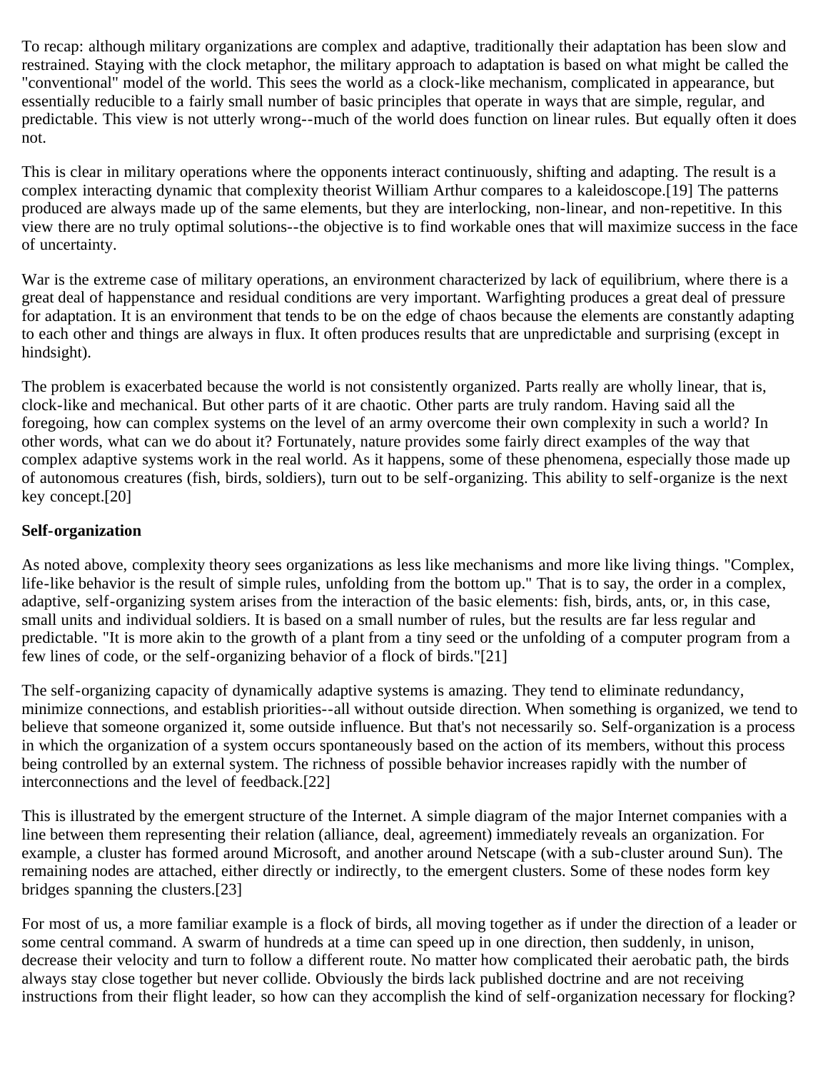To recap: although military organizations are complex and adaptive, traditionally their adaptation has been slow and restrained. Staying with the clock metaphor, the military approach to adaptation is based on what might be called the "conventional" model of the world. This sees the world as a clock-like mechanism, complicated in appearance, but essentially reducible to a fairly small number of basic principles that operate in ways that are simple, regular, and predictable. This view is not utterly wrong--much of the world does function on linear rules. But equally often it does not.

This is clear in military operations where the opponents interact continuously, shifting and adapting. The result is a complex interacting dynamic that complexity theorist William Arthur compares to a kaleidoscope.[19] The patterns produced are always made up of the same elements, but they are interlocking, non-linear, and non-repetitive. In this view there are no truly optimal solutions--the objective is to find workable ones that will maximize success in the face of uncertainty.

War is the extreme case of military operations, an environment characterized by lack of equilibrium, where there is a great deal of happenstance and residual conditions are very important. Warfighting produces a great deal of pressure for adaptation. It is an environment that tends to be on the edge of chaos because the elements are constantly adapting to each other and things are always in flux. It often produces results that are unpredictable and surprising (except in hindsight).

The problem is exacerbated because the world is not consistently organized. Parts really are wholly linear, that is, clock-like and mechanical. But other parts of it are chaotic. Other parts are truly random. Having said all the foregoing, how can complex systems on the level of an army overcome their own complexity in such a world? In other words, what can we do about it? Fortunately, nature provides some fairly direct examples of the way that complex adaptive systems work in the real world. As it happens, some of these phenomena, especially those made up of autonomous creatures (fish, birds, soldiers), turn out to be self-organizing. This ability to self-organize is the next key concept.[20]

**Self-organization**

As noted above, complexity theory sees organizations as less like mechanisms and more like living things. "Complex, life-like behavior is the result of simple rules, unfolding from the bottom up." That is to say, the order in a complex, adaptive, self-organizing system arises from the interaction of the basic elements: fish, birds, ants, or, in this case, small units and individual soldiers. It is based on a small number of rules, but the results are far less regular and predictable. "It is more akin to the growth of a plant from a tiny seed or the unfolding of a computer program from a few lines of code, or the self-organizing behavior of a flock of birds."[21]

The self-organizing capacity of dynamically adaptive systems is amazing. They tend to eliminate redundancy, minimize connections, and establish priorities--all without outside direction. When something is organized, we tend to believe that someone organized it, some outside influence. But that's not necessarily so. Self-organization is a process in which the organization of a system occurs spontaneously based on the action of its members, without this process being controlled by an external system. The richness of possible behavior increases rapidly with the number of interconnections and the level of feedback.[22]

This is illustrated by the emergent structure of the Internet. A simple diagram of the major Internet companies with a line between them representing their relation (alliance, deal, agreement) immediately reveals an organization. For example, a cluster has formed around Microsoft, and another around Netscape (with a sub-cluster around Sun). The remaining nodes are attached, either directly or indirectly, to the emergent clusters. Some of these nodes form key bridges spanning the clusters.[23]

For most of us, a more familiar example is a flock of birds, all moving together as if under the direction of a leader or some central command. A swarm of hundreds at a time can speed up in one direction, then suddenly, in unison, decrease their velocity and turn to follow a different route. No matter how complicated their aerobatic path, the birds always stay close together but never collide. Obviously the birds lack published doctrine and are not receiving instructions from their flight leader, so how can they accomplish the kind of self-organization necessary for flocking?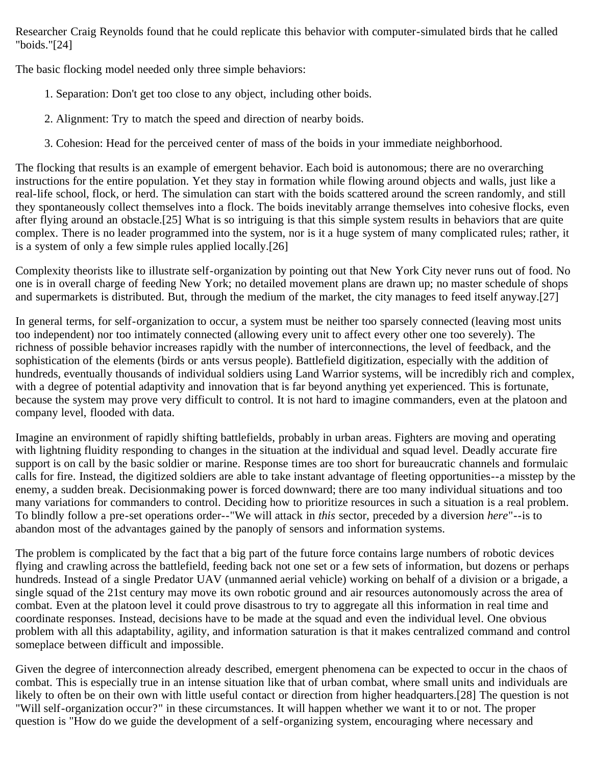Researcher Craig Reynolds found that he could replicate this behavior with computer-simulated birds that he called "boids."[24]

The basic flocking model needed only three simple behaviors:

1. Separation: Don't get too close to any object, including other boids.
2. Alignment: Try to match the speed and direction of nearby boids.
3. Cohesion: Head for the perceived center of mass of the boids in your immediate neighborhood.

The flocking that results is an example of emergent behavior. Each boid is autonomous; there are no overarching instructions for the entire population. Yet they stay in formation while flowing around objects and walls, just like a real-life school, flock, or herd. The simulation can start with the boids scattered around the screen randomly, and still they spontaneously collect themselves into a flock. The boids inevitably arrange themselves into cohesive flocks, even after flying around an obstacle.[25] What is so intriguing is that this simple system results in behaviors that are quite complex. There is no leader programmed into the system, nor is it a huge system of many complicated rules; rather, it is a system of only a few simple rules applied locally.[26]

Complexity theorists like to illustrate self-organization by pointing out that New York City never runs out of food. No one is in overall charge of feeding New York; no detailed movement plans are drawn up; no master schedule of shops and supermarkets is distributed. But, through the medium of the market, the city manages to feed itself anyway.[27]

In general terms, for self-organization to occur, a system must be neither too sparsely connected (leaving most units too independent) nor too intimately connected (allowing every unit to affect every other one too severely). The richness of possible behavior increases rapidly with the number of interconnections, the level of feedback, and the sophistication of the elements (birds or ants versus people). Battlefield digitization, especially with the addition of hundreds, eventually thousands of individual soldiers using Land Warrior systems, will be incredibly rich and complex, with a degree of potential adaptivity and innovation that is far beyond anything yet experienced. This is fortunate, because the system may prove very difficult to control. It is not hard to imagine commanders, even at the platoon and company level, flooded with data.

Imagine an environment of rapidly shifting battlefields, probably in urban areas. Fighters are moving and operating with lightning fluidity responding to changes in the situation at the individual and squad level. Deadly accurate fire support is on call by the basic soldier or marine. Response times are too short for bureaucratic channels and formulaic calls for fire. Instead, the digitized soldiers are able to take instant advantage of fleeting opportunities--a misstep by the enemy, a sudden break. Decisionmaking power is forced downward; there are too many individual situations and too many variations for commanders to control. Deciding how to prioritize resources in such a situation is a real problem. To blindly follow a pre-set operations order--"We will attack in *this* sector, preceded by a diversion *here*"--is to abandon most of the advantages gained by the panoply of sensors and information systems.

The problem is complicated by the fact that a big part of the future force contains large numbers of robotic devices flying and crawling across the battlefield, feeding back not one set or a few sets of information, but dozens or perhaps hundreds. Instead of a single Predator UAV (unmanned aerial vehicle) working on behalf of a division or a brigade, a single squad of the 21st century may move its own robotic ground and air resources autonomously across the area of combat. Even at the platoon level it could prove disastrous to try to aggregate all this information in real time and coordinate responses. Instead, decisions have to be made at the squad and even the individual level. One obvious problem with all this adaptability, agility, and information saturation is that it makes centralized command and control someplace between difficult and impossible.

Given the degree of interconnection already described, emergent phenomena can be expected to occur in the chaos of combat. This is especially true in an intense situation like that of urban combat, where small units and individuals are likely to often be on their own with little useful contact or direction from higher headquarters.[28] The question is not "Will self-organization occur?" in these circumstances. It will happen whether we want it to or not. The proper question is "How do we guide the development of a self-organizing system, encouraging where necessary and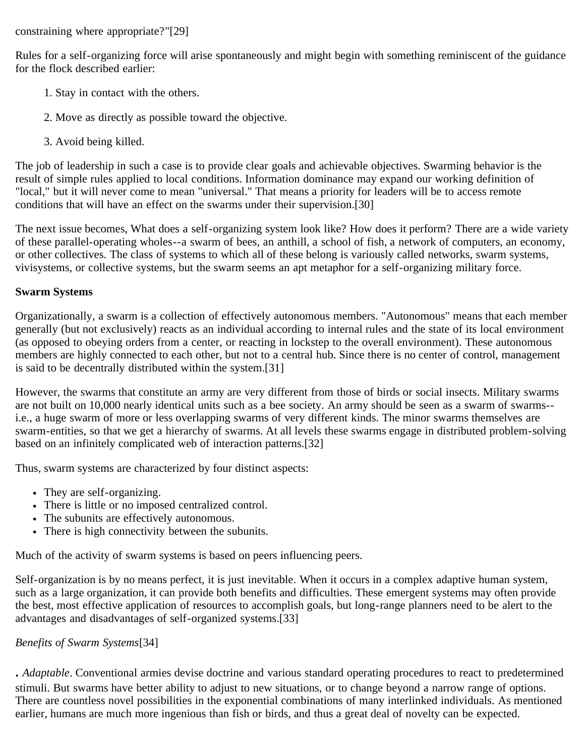constraining where appropriate?"[29]

Rules for a self-organizing force will arise spontaneously and might begin with something reminiscent of the guidance for the flock described earlier:

1. Stay in contact with the others.

2. Move as directly as possible toward the objective.

3. Avoid being killed.

The job of leadership in such a case is to provide clear goals and achievable objectives. Swarming behavior is the result of simple rules applied to local conditions. Information dominance may expand our working definition of "local," but it will never come to mean "universal." That means a priority for leaders will be to access remote conditions that will have an effect on the swarms under their supervision.[30]

The next issue becomes, What does a self-organizing system look like? How does it perform? There are a wide variety of these parallel-operating wholes--a swarm of bees, an anthill, a school of fish, a network of computers, an economy, or other collectives. The class of systems to which all of these belong is variously called networks, swarm systems, vivisystems, or collective systems, but the swarm seems an apt metaphor for a self-organizing military force.

**Swarm Systems**

Organizationally, a swarm is a collection of effectively autonomous members. "Autonomous" means that each member generally (but not exclusively) reacts as an individual according to internal rules and the state of its local environment (as opposed to obeying orders from a center, or reacting in lockstep to the overall environment). These autonomous members are highly connected to each other, but not to a central hub. Since there is no center of control, management is said to be decentrally distributed within the system.[31]

However, the swarms that constitute an army are very different from those of birds or social insects. Military swarms are not built on 10,000 nearly identical units such as a bee society. An army should be seen as a swarm of swarms--i.e., a huge swarm of more or less overlapping swarms of very different kinds. The minor swarms themselves are swarm-entities, so that we get a hierarchy of swarms. At all levels these swarms engage in distributed problem-solving based on an infinitely complicated web of interaction patterns.[32]

Thus, swarm systems are characterized by four distinct aspects:

- They are self-organizing.
- There is little or no imposed centralized control.
- The subunits are effectively autonomous.
- There is high connectivity between the subunits.

Much of the activity of swarm systems is based on peers influencing peers.

Self-organization is by no means perfect, it is just inevitable. When it occurs in a complex adaptive human system, such as a large organization, it can provide both benefits and difficulties. These emergent systems may often provide the best, most effective application of resources to accomplish goals, but long-range planners need to be alert to the advantages and disadvantages of self-organized systems.[33]

*Benefits of Swarm Systems*[34]

**.** *Adaptable*. Conventional armies devise doctrine and various standard operating procedures to react to predetermined stimuli. But swarms have better ability to adjust to new situations, or to change beyond a narrow range of options. There are countless novel possibilities in the exponential combinations of many interlinked individuals. As mentioned earlier, humans are much more ingenious than fish or birds, and thus a great deal of novelty can be expected.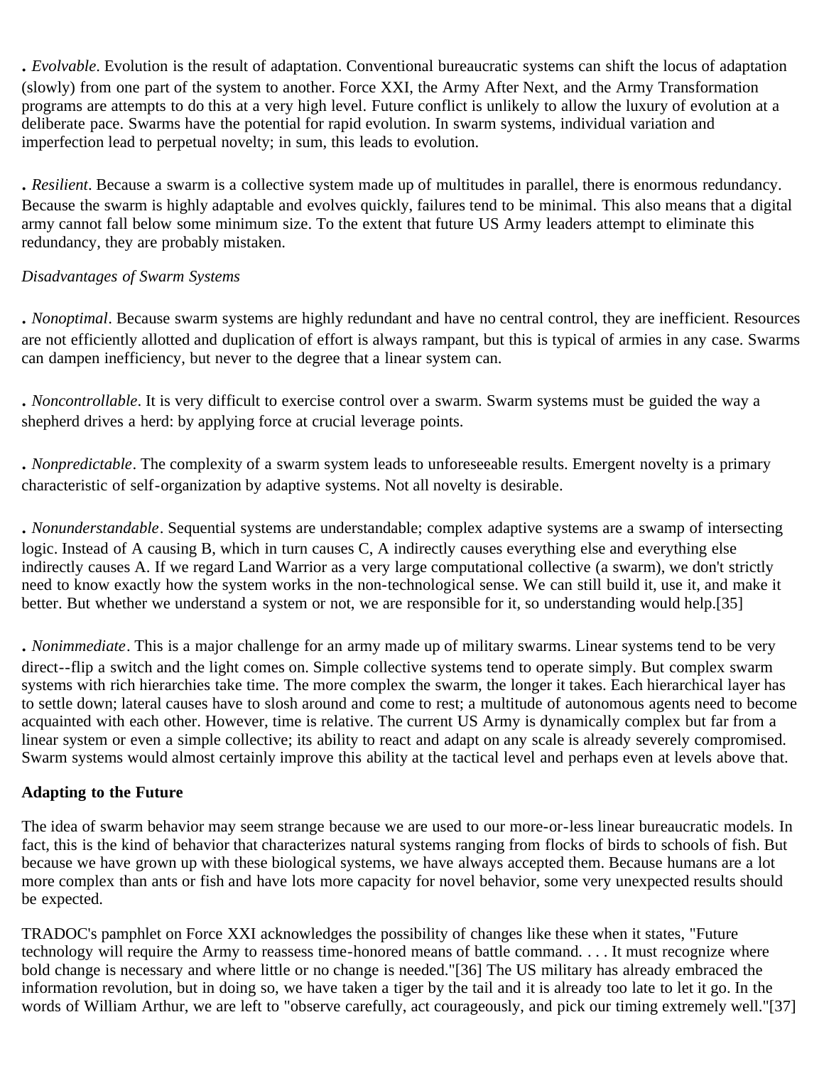. *Evolvable*. Evolution is the result of adaptation. Conventional bureaucratic systems can shift the locus of adaptation (slowly) from one part of the system to another. Force XXI, the Army After Next, and the Army Transformation programs are attempts to do this at a very high level. Future conflict is unlikely to allow the luxury of evolution at a deliberate pace. Swarms have the potential for rapid evolution. In swarm systems, individual variation and imperfection lead to perpetual novelty; in sum, this leads to evolution.

. *Resilient*. Because a swarm is a collective system made up of multitudes in parallel, there is enormous redundancy. Because the swarm is highly adaptable and evolves quickly, failures tend to be minimal. This also means that a digital army cannot fall below some minimum size. To the extent that future US Army leaders attempt to eliminate this redundancy, they are probably mistaken.

*Disadvantages of Swarm Systems*

. *Nonoptimal*. Because swarm systems are highly redundant and have no central control, they are inefficient. Resources are not efficiently allotted and duplication of effort is always rampant, but this is typical of armies in any case. Swarms can dampen inefficiency, but never to the degree that a linear system can.

. *Noncontrollable*. It is very difficult to exercise control over a swarm. Swarm systems must be guided the way a shepherd drives a herd: by applying force at crucial leverage points.

. *Nonpredictable*. The complexity of a swarm system leads to unforeseeable results. Emergent novelty is a primary characteristic of self-organization by adaptive systems. Not all novelty is desirable.

. *Nonunderstandable*. Sequential systems are understandable; complex adaptive systems are a swamp of intersecting logic. Instead of A causing B, which in turn causes C, A indirectly causes everything else and everything else indirectly causes A. If we regard Land Warrior as a very large computational collective (a swarm), we don't strictly need to know exactly how the system works in the non-technological sense. We can still build it, use it, and make it better. But whether we understand a system or not, we are responsible for it, so understanding would help.[35]

. *Nonimmediate*. This is a major challenge for an army made up of military swarms. Linear systems tend to be very direct--flip a switch and the light comes on. Simple collective systems tend to operate simply. But complex swarm systems with rich hierarchies take time. The more complex the swarm, the longer it takes. Each hierarchical layer has to settle down; lateral causes have to slosh around and come to rest; a multitude of autonomous agents need to become acquainted with each other. However, time is relative. The current US Army is dynamically complex but far from a linear system or even a simple collective; its ability to react and adapt on any scale is already severely compromised. Swarm systems would almost certainly improve this ability at the tactical level and perhaps even at levels above that.

**Adapting to the Future**

The idea of swarm behavior may seem strange because we are used to our more-or-less linear bureaucratic models. In fact, this is the kind of behavior that characterizes natural systems ranging from flocks of birds to schools of fish. But because we have grown up with these biological systems, we have always accepted them. Because humans are a lot more complex than ants or fish and have lots more capacity for novel behavior, some very unexpected results should be expected.

TRADOC's pamphlet on Force XXI acknowledges the possibility of changes like these when it states, "Future technology will require the Army to reassess time-honored means of battle command. . . . It must recognize where bold change is necessary and where little or no change is needed."[36] The US military has already embraced the information revolution, but in doing so, we have taken a tiger by the tail and it is already too late to let it go. In the words of William Arthur, we are left to "observe carefully, act courageously, and pick our timing extremely well."[37]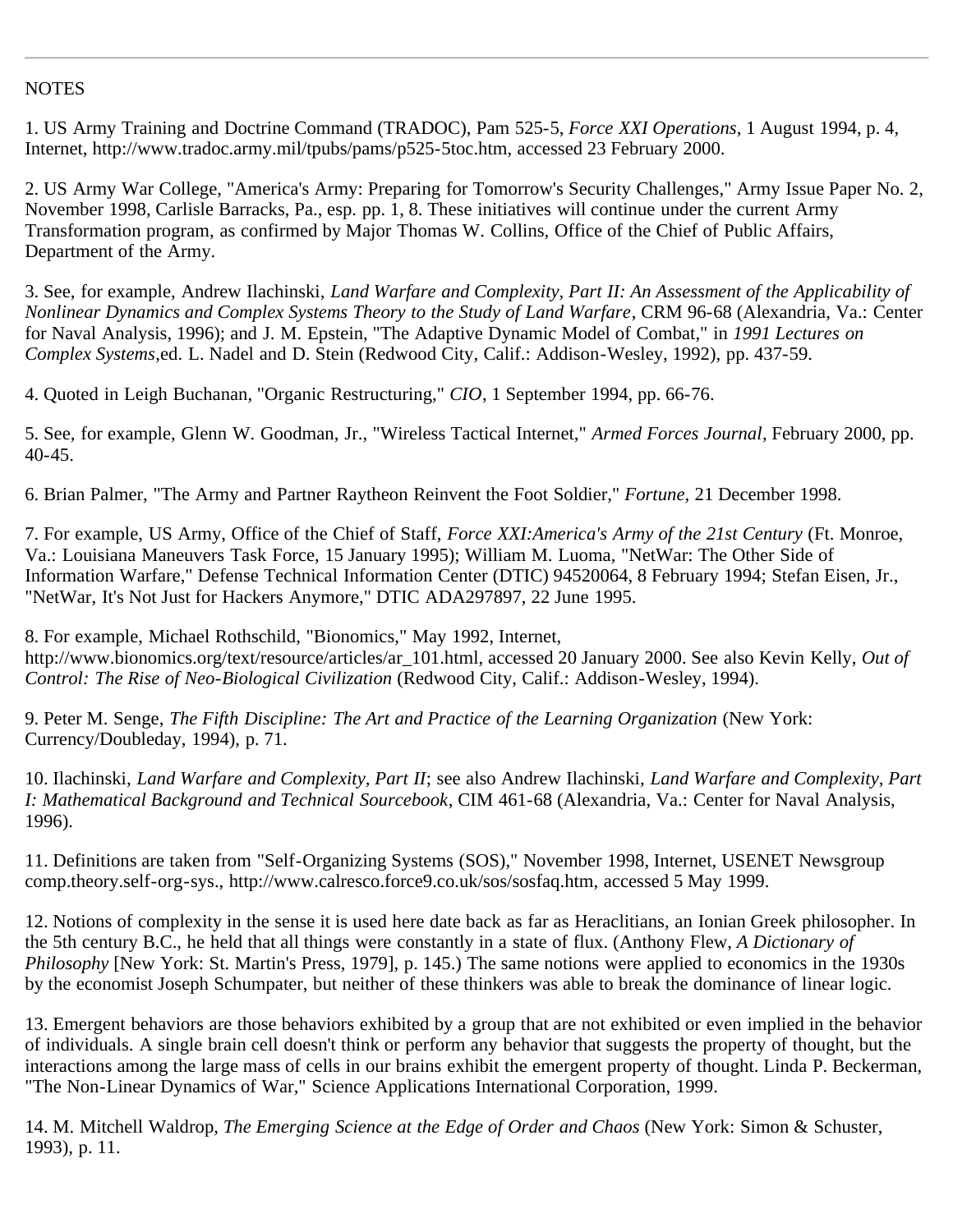NOTES

1. US Army Training and Doctrine Command (TRADOC), Pam 525-5, *Force XXI Operations*, 1 August 1994, p. 4, Internet, http://www.tradoc.army.mil/tpubs/pams/p525-5toc.htm, accessed 23 February 2000.

2. US Army War College, "America's Army: Preparing for Tomorrow's Security Challenges," Army Issue Paper No. 2, November 1998, Carlisle Barracks, Pa., esp. pp. 1, 8. These initiatives will continue under the current Army Transformation program, as confirmed by Major Thomas W. Collins, Office of the Chief of Public Affairs, Department of the Army.

3. See, for example, Andrew Ilachinski, *Land Warfare and Complexity, Part II: An Assessment of the Applicability of Nonlinear Dynamics and Complex Systems Theory to the Study of Land Warfare*, CRM 96-68 (Alexandria, Va.: Center for Naval Analysis, 1996); and J. M. Epstein, "The Adaptive Dynamic Model of Combat," in *1991 Lectures on Complex Systems*,ed. L. Nadel and D. Stein (Redwood City, Calif.: Addison-Wesley, 1992), pp. 437-59.

4. Quoted in Leigh Buchanan, "Organic Restructuring," *CIO*, 1 September 1994, pp. 66-76.

5. See, for example, Glenn W. Goodman, Jr., "Wireless Tactical Internet," *Armed Forces Journal*, February 2000, pp. 40-45.

6. Brian Palmer, "The Army and Partner Raytheon Reinvent the Foot Soldier," *Fortune*, 21 December 1998.

7. For example, US Army, Office of the Chief of Staff, *Force XXI:America's Army of the 21st Century* (Ft. Monroe, Va.: Louisiana Maneuvers Task Force, 15 January 1995); William M. Luoma, "NetWar: The Other Side of Information Warfare," Defense Technical Information Center (DTIC) 94520064, 8 February 1994; Stefan Eisen, Jr., "NetWar, It's Not Just for Hackers Anymore," DTIC ADA297897, 22 June 1995.

8. For example, Michael Rothschild, "Bionomics," May 1992, Internet, http://www.bionomics.org/text/resource/articles/ar_101.html, accessed 20 January 2000. See also Kevin Kelly, *Out of Control: The Rise of Neo-Biological Civilization* (Redwood City, Calif.: Addison-Wesley, 1994).

9. Peter M. Senge, *The Fifth Discipline: The Art and Practice of the Learning Organization* (New York: Currency/Doubleday, 1994), p. 71.

10. Ilachinski, *Land Warfare and Complexity, Part II*; see also Andrew Ilachinski, *Land Warfare and Complexity, Part I: Mathematical Background and Technical Sourcebook*, CIM 461-68 (Alexandria, Va.: Center for Naval Analysis, 1996).

11. Definitions are taken from "Self-Organizing Systems (SOS)," November 1998, Internet, USENET Newsgroup comp.theory.self-org-sys., http://www.calresco.force9.co.uk/sos/sosfaq.htm, accessed 5 May 1999.

12. Notions of complexity in the sense it is used here date back as far as Heraclitians, an Ionian Greek philosopher. In the 5th century B.C., he held that all things were constantly in a state of flux. (Anthony Flew, *A Dictionary of Philosophy* [New York: St. Martin's Press, 1979], p. 145.) The same notions were applied to economics in the 1930s by the economist Joseph Schumpater, but neither of these thinkers was able to break the dominance of linear logic.

13. Emergent behaviors are those behaviors exhibited by a group that are not exhibited or even implied in the behavior of individuals. A single brain cell doesn't think or perform any behavior that suggests the property of thought, but the interactions among the large mass of cells in our brains exhibit the emergent property of thought. Linda P. Beckerman, "The Non-Linear Dynamics of War," Science Applications International Corporation, 1999.

14. M. Mitchell Waldrop, *The Emerging Science at the Edge of Order and Chaos* (New York: Simon & Schuster, 1993), p. 11.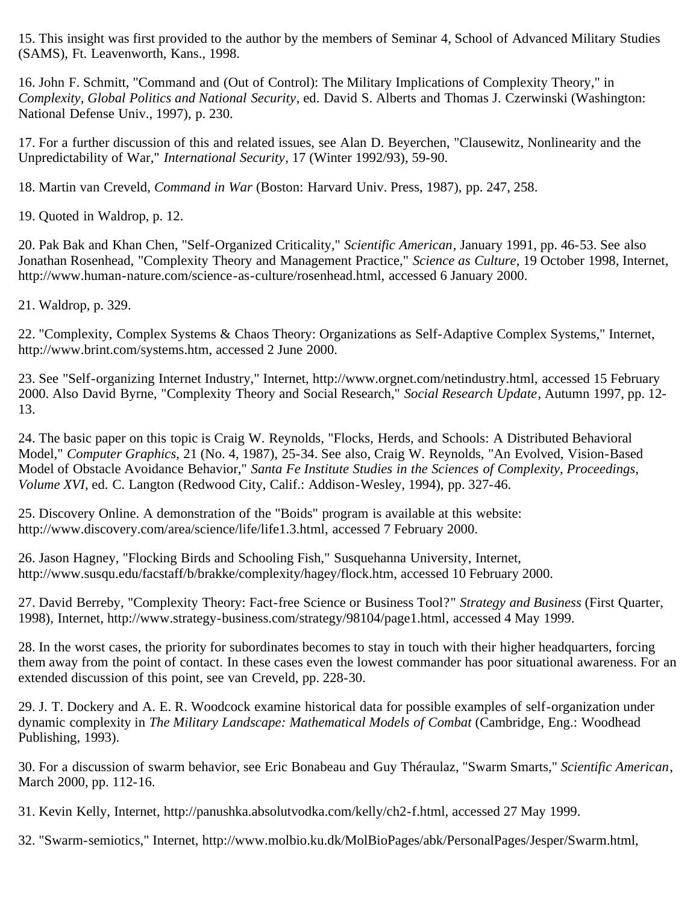15. This insight was first provided to the author by the members of Seminar 4, School of Advanced Military Studies (SAMS), Ft. Leavenworth, Kans., 1998.

16. John F. Schmitt, "Command and (Out of Control): The Military Implications of Complexity Theory," in *Complexity, Global Politics and National Security*, ed. David S. Alberts and Thomas J. Czerwinski (Washington: National Defense Univ., 1997), p. 230.

17. For a further discussion of this and related issues, see Alan D. Beyerchen, "Clausewitz, Nonlinearity and the Unpredictability of War," *International Security*, 17 (Winter 1992/93), 59-90.

18. Martin van Creveld, *Command in War* (Boston: Harvard Univ. Press, 1987), pp. 247, 258.

19. Quoted in Waldrop, p. 12.

20. Pak Bak and Khan Chen, "Self-Organized Criticality," *Scientific American*, January 1991, pp. 46-53. See also Jonathan Rosenhead, "Complexity Theory and Management Practice," *Science as Culture*, 19 October 1998, Internet, http://www.human-nature.com/science-as-culture/rosenhead.html, accessed 6 January 2000.

21. Waldrop, p. 329.

22. "Complexity, Complex Systems & Chaos Theory: Organizations as Self-Adaptive Complex Systems," Internet, http://www.brint.com/systems.htm, accessed 2 June 2000.

23. See "Self-organizing Internet Industry," Internet, http://www.orgnet.com/netindustry.html, accessed 15 February 2000. Also David Byrne, "Complexity Theory and Social Research," *Social Research Update*, Autumn 1997, pp. 12-13.

24. The basic paper on this topic is Craig W. Reynolds, "Flocks, Herds, and Schools: A Distributed Behavioral Model," *Computer Graphics*, 21 (No. 4, 1987), 25-34. See also, Craig W. Reynolds, "An Evolved, Vision-Based Model of Obstacle Avoidance Behavior," *Santa Fe Institute Studies in the Sciences of Complexity, Proceedings, Volume XVI*, ed. C. Langton (Redwood City, Calif.: Addison-Wesley, 1994), pp. 327-46.

25. Discovery Online. A demonstration of the "Boids" program is available at this website: http://www.discovery.com/area/science/life/life1.3.html, accessed 7 February 2000.

26. Jason Hagney, "Flocking Birds and Schooling Fish," Susquehanna University, Internet, http://www.susqu.edu/facstaff/b/brakke/complexity/hagey/flock.htm, accessed 10 February 2000.

27. David Berreby, "Complexity Theory: Fact-free Science or Business Tool?" *Strategy and Business* (First Quarter, 1998), Internet, http://www.strategy-business.com/strategy/98104/page1.html, accessed 4 May 1999.

28. In the worst cases, the priority for subordinates becomes to stay in touch with their higher headquarters, forcing them away from the point of contact. In these cases even the lowest commander has poor situational awareness. For an extended discussion of this point, see van Creveld, pp. 228-30.

29. J. T. Dockery and A. E. R. Woodcock examine historical data for possible examples of self-organization under dynamic complexity in *The Military Landscape: Mathematical Models of Combat* (Cambridge, Eng.: Woodhead Publishing, 1993).

30. For a discussion of swarm behavior, see Eric Bonabeau and Guy Théraulaz, "Swarm Smarts," *Scientific American*, March 2000, pp. 112-16.

31. Kevin Kelly, Internet, http://panushka.absolutvodka.com/kelly/ch2-f.html, accessed 27 May 1999.

32. "Swarm-semiotics," Internet, http://www.molbio.ku.dk/MolBioPages/abk/PersonalPages/Jesper/Swarm.html,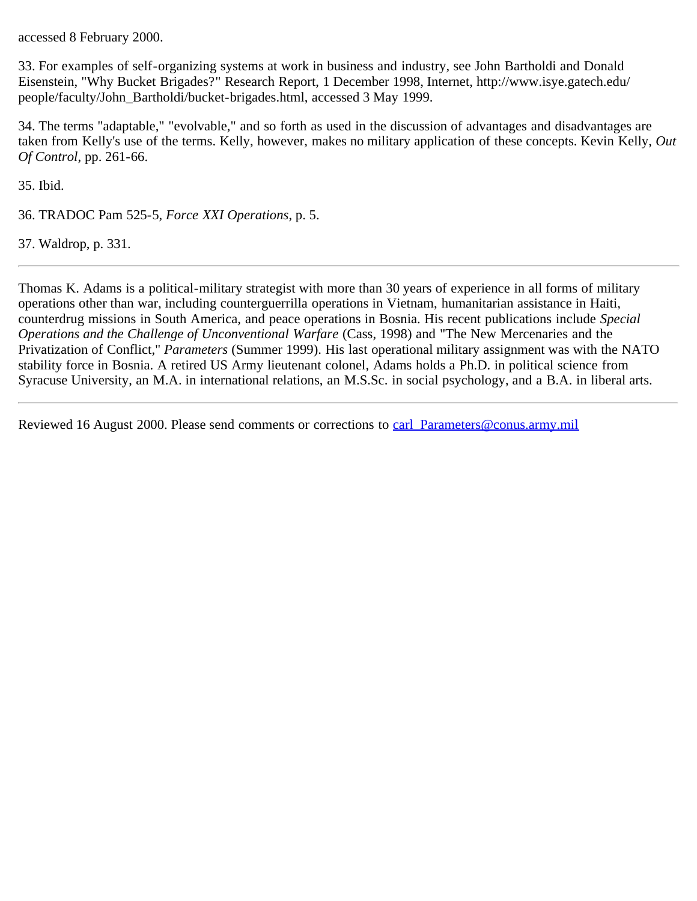accessed 8 February 2000.

33. For examples of self-organizing systems at work in business and industry, see John Bartholdi and Donald Eisenstein, "Why Bucket Brigades?" Research Report, 1 December 1998, Internet, http://www.isye.gatech.edu/people/faculty/John_Bartholdi/bucket-brigades.html, accessed 3 May 1999.

34. The terms "adaptable," "evolvable," and so forth as used in the discussion of advantages and disadvantages are taken from Kelly's use of the terms. Kelly, however, makes no military application of these concepts. Kevin Kelly, *Out Of Control*, pp. 261-66.

35. Ibid.

36. TRADOC Pam 525-5, *Force XXI Operations*, p. 5.

37. Waldrop, p. 331.

---

Thomas K. Adams is a political-military strategist with more than 30 years of experience in all forms of military operations other than war, including counterguerrilla operations in Vietnam, humanitarian assistance in Haiti, counterdrug missions in South America, and peace operations in Bosnia. His recent publications include *Special Operations and the Challenge of Unconventional Warfare* (Cass, 1998) and "The New Mercenaries and the Privatization of Conflict," *Parameters* (Summer 1999). His last operational military assignment was with the NATO stability force in Bosnia. A retired US Army lieutenant colonel, Adams holds a Ph.D. in political science from Syracuse University, an M.A. in international relations, an M.S.Sc. in social psychology, and a B.A. in liberal arts.

---

Reviewed 16 August 2000. Please send comments or corrections to carl_Parameters@conus.army.mil